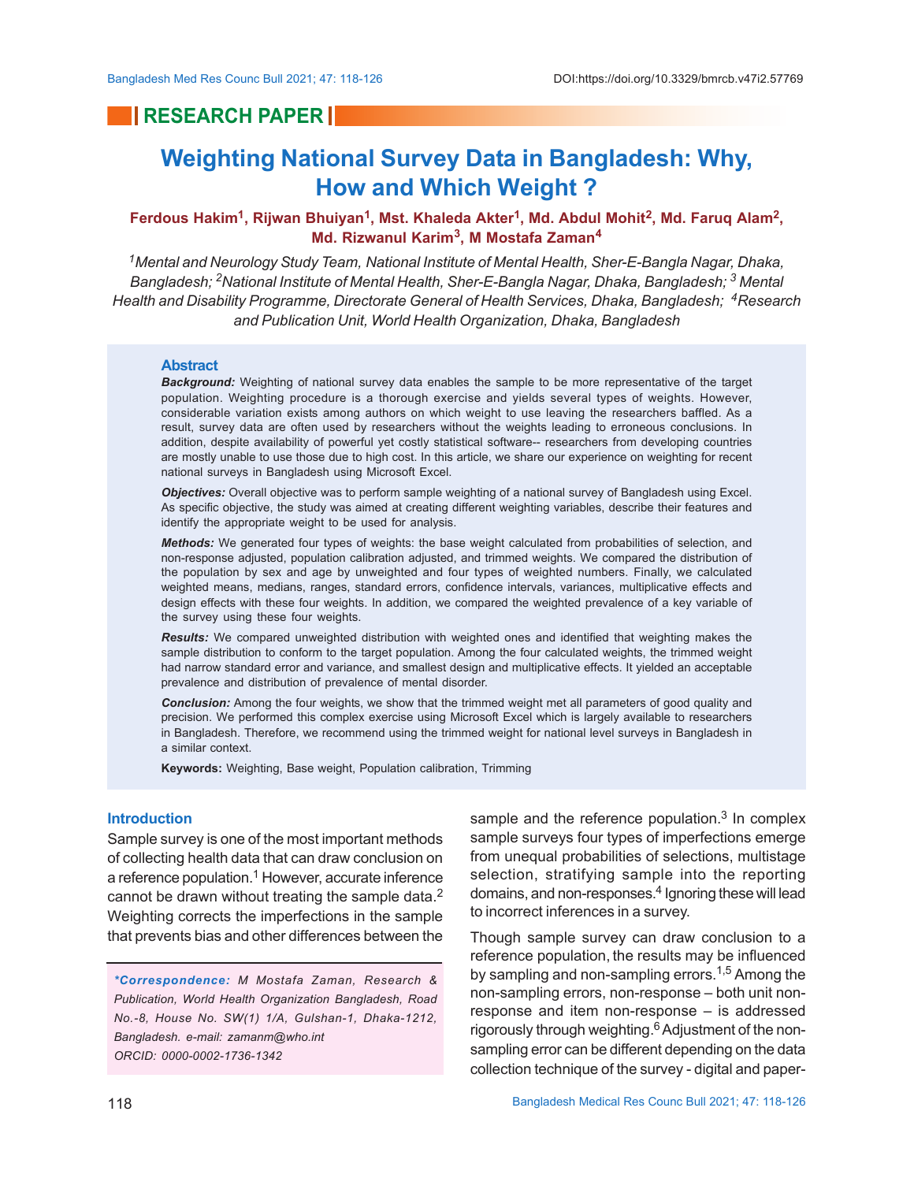RESEARCH PAPER

# Weighting National Survey Data in Bangladesh: Why, How and Which Weight ?

**Ferdous Hakim[1], Rijwan Bhuiyan[1], Mst. Khaleda Akter[1], Md. Abdul Mohit[2], Md. Faruq Alam[2], Md. Rizwanul Karim[3], M Mostafa Zaman[4]**

*[1]Mental and Neurology Study Team, National Institute of Mental Health, Sher-E-Bangla Nagar, Dhaka, Bangladesh; [2]National Institute of Mental Health, Sher-E-Bangla Nagar, Dhaka, Bangladesh; [3] Mental Health and Disability Programme, Directorate General of Health Services, Dhaka, Bangladesh; [4]Research and Publication Unit, World Health Organization, Dhaka, Bangladesh*

## Abstract

***Background:*** Weighting of national survey data enables the sample to be more representative of the target population. Weighting procedure is a thorough exercise and yields several types of weights. However, considerable variation exists among authors on which weight to use leaving the researchers baffled. As a result, survey data are often used by researchers without the weights leading to erroneous conclusions. In addition, despite availability of powerful yet costly statistical software-- researchers from developing countries are mostly unable to use those due to high cost. In this article, we share our experience on weighting for recent national surveys in Bangladesh using Microsoft Excel.

***Objectives:*** Overall objective was to perform sample weighting of a national survey of Bangladesh using Excel. As specific objective, the study was aimed at creating different weighting variables, describe their features and identify the appropriate weight to be used for analysis.

***Methods:*** We generated four types of weights: the base weight calculated from probabilities of selection, and non-response adjusted, population calibration adjusted, and trimmed weights. We compared the distribution of the population by sex and age by unweighted and four types of weighted numbers. Finally, we calculated weighted means, medians, ranges, standard errors, confidence intervals, variances, multiplicative effects and design effects with these four weights. In addition, we compared the weighted prevalence of a key variable of the survey using these four weights.

***Results:*** We compared unweighted distribution with weighted ones and identified that weighting makes the sample distribution to conform to the target population. Among the four calculated weights, the trimmed weight had narrow standard error and variance, and smallest design and multiplicative effects. It yielded an acceptable prevalence and distribution of prevalence of mental disorder.

***Conclusion:*** Among the four weights, we show that the trimmed weight met all parameters of good quality and precision. We performed this complex exercise using Microsoft Excel which is largely available to researchers in Bangladesh. Therefore, we recommend using the trimmed weight for national level surveys in Bangladesh in a similar context.

**Keywords:** Weighting, Base weight, Population calibration, Trimming

## Introduction

Sample survey is one of the most important methods of collecting health data that can draw conclusion on a reference population.[1] However, accurate inference cannot be drawn without treating the sample data.[2] Weighting corrects the imperfections in the sample that prevents bias and other differences between the sample and the reference population.[3] In complex sample surveys four types of imperfections emerge from unequal probabilities of selections, multistage selection, stratifying sample into the reporting domains, and non-responses.[4] Ignoring these will lead to incorrect inferences in a survey.

Though sample survey can draw conclusion to a reference population, the results may be influenced by sampling and non-sampling errors.[1,5] Among the non-sampling errors, non-response – both unit non-response and item non-response – is addressed rigorously through weighting.[6] Adjustment of the non-sampling error can be different depending on the data collection technique of the survey - digital and paper-

*\*Correspondence: M Mostafa Zaman, Research & Publication, World Health Organization Bangladesh, Road No.-8, House No. SW(1) 1/A, Gulshan-1, Dhaka-1212, Bangladesh. e-mail: zamanm@who.int ORCID: 0000-0002-1736-1342*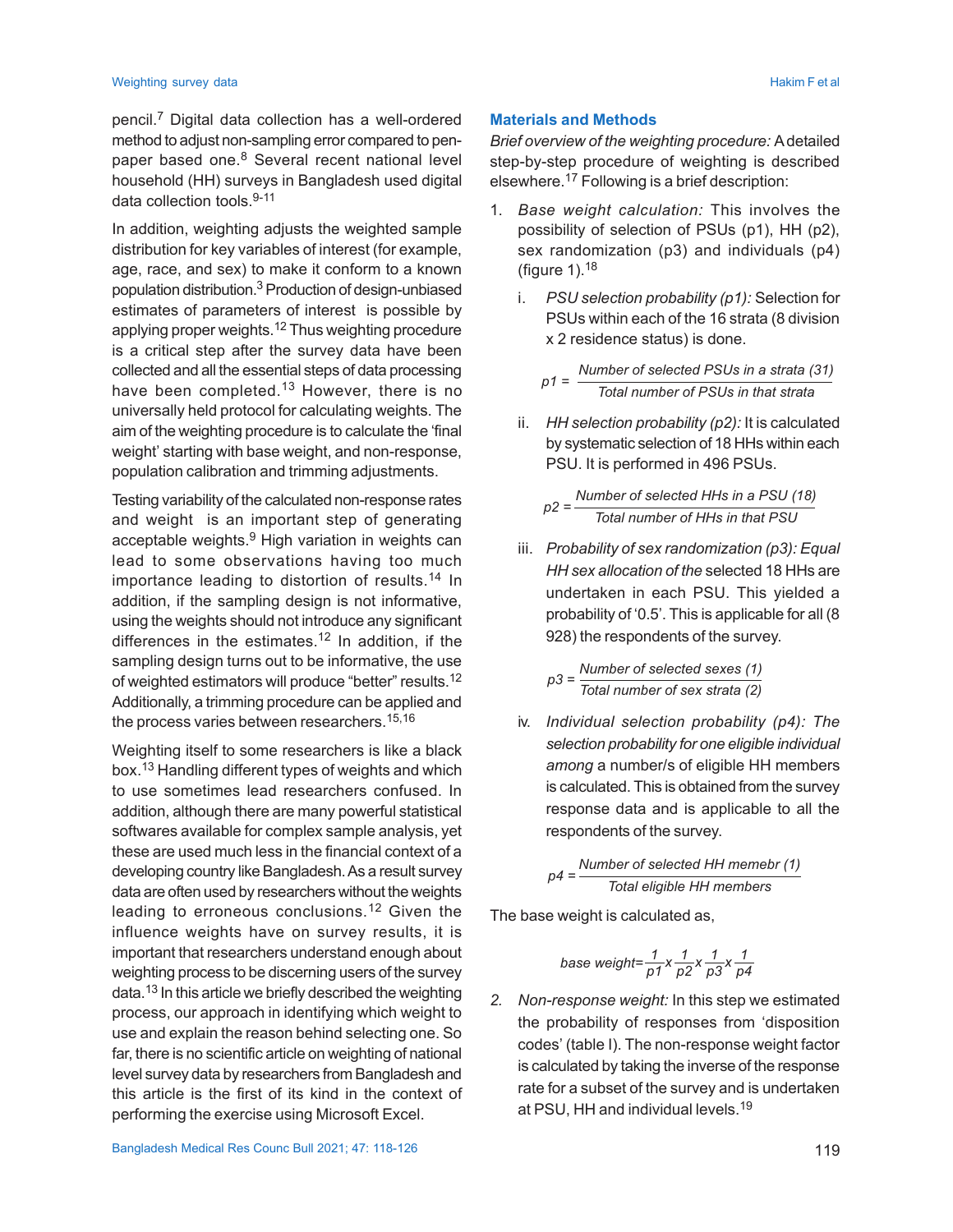pencil.[7] Digital data collection has a well-ordered method to adjust non-sampling error compared to pen-paper based one.[8] Several recent national level household (HH) surveys in Bangladesh used digital data collection tools.[9-11]

In addition, weighting adjusts the weighted sample distribution for key variables of interest (for example, age, race, and sex) to make it conform to a known population distribution.[3] Production of design-unbiased estimates of parameters of interest is possible by applying proper weights.[12] Thus weighting procedure is a critical step after the survey data have been collected and all the essential steps of data processing have been completed.[13] However, there is no universally held protocol for calculating weights. The aim of the weighting procedure is to calculate the 'final weight' starting with base weight, and non-response, population calibration and trimming adjustments.

Testing variability of the calculated non-response rates and weight is an important step of generating acceptable weights.[9] High variation in weights can lead to some observations having too much importance leading to distortion of results.[14] In addition, if the sampling design is not informative, using the weights should not introduce any significant differences in the estimates.[12] In addition, if the sampling design turns out to be informative, the use of weighted estimators will produce "better" results.[12] Additionally, a trimming procedure can be applied and the process varies between researchers.[15,16]

Weighting itself to some researchers is like a black box.[13] Handling different types of weights and which to use sometimes lead researchers confused. In addition, although there are many powerful statistical softwares available for complex sample analysis, yet these are used much less in the financial context of a developing country like Bangladesh. As a result survey data are often used by researchers without the weights leading to erroneous conclusions.[12] Given the influence weights have on survey results, it is important that researchers understand enough about weighting process to be discerning users of the survey data.[13] In this article we briefly described the weighting process, our approach in identifying which weight to use and explain the reason behind selecting one. So far, there is no scientific article on weighting of national level survey data by researchers from Bangladesh and this article is the first of its kind in the context of performing the exercise using Microsoft Excel.

## Materials and Methods

*Brief overview of the weighting procedure:* A detailed step-by-step procedure of weighting is described elsewhere.[17] Following is a brief description:

1. *Base weight calculation:* This involves the possibility of selection of PSUs (p1), HH (p2), sex randomization (p3) and individuals (p4) (figure 1).[18]

   i. *PSU selection probability (p1):* Selection for PSUs within each of the 16 strata (8 division x 2 residence status) is done.

   $$p1 = \frac{\textit{Number of selected PSUs in a strata (31)}}{\textit{Total number of PSUs in that strata}}$$

   ii. *HH selection probability (p2):* It is calculated by systematic selection of 18 HHs within each PSU. It is performed in 496 PSUs.

   $$p2 = \frac{\textit{Number of selected HHs in a PSU (18)}}{\textit{Total number of HHs in that PSU}}$$

   iii. *Probability of sex randomization (p3): Equal HH sex allocation of the* selected 18 HHs are undertaken in each PSU. This yielded a probability of '0.5'. This is applicable for all (8 928) the respondents of the survey.

   $$p3 = \frac{\textit{Number of selected sexes (1)}}{\textit{Total number of sex strata (2)}}$$

   iv. *Individual selection probability (p4): The selection probability for one eligible individual among* a number/s of eligible HH members is calculated. This is obtained from the survey response data and is applicable to all the respondents of the survey.

   $$p4 = \frac{\textit{Number of selected HH memebr (1)}}{\textit{Total eligible HH members}}$$

The base weight is calculated as,

$$\textit{base weight} = \frac{1}{p1} x \frac{1}{p2} x \frac{1}{p3} x \frac{1}{p4}$$

2. *Non-response weight:* In this step we estimated the probability of responses from 'disposition codes' (table I). The non-response weight factor is calculated by taking the inverse of the response rate for a subset of the survey and is undertaken at PSU, HH and individual levels.[19]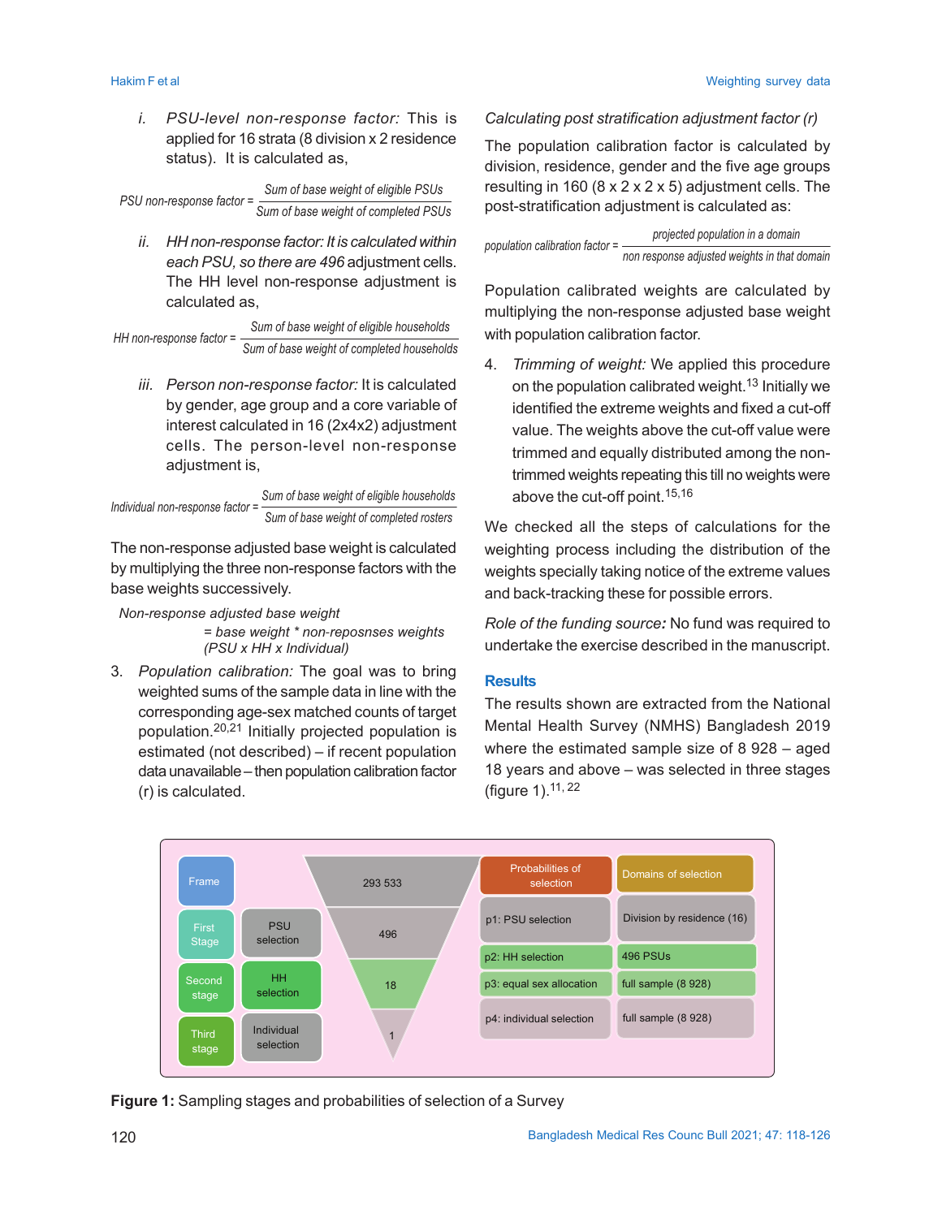i. *PSU-level non-response factor:* This is applied for 16 strata (8 division x 2 residence status). It is calculated as,

$$\text{PSU non-response factor} = \frac{\text{Sum of base weight of eligible PSUs}}{\text{Sum of base weight of completed PSUs}}$$

ii. *HH non-response factor: It is calculated within each PSU, so there are 496* adjustment cells. The HH level non-response adjustment is calculated as,

$$\text{HH non-response factor} = \frac{\text{Sum of base weight of eligible households}}{\text{Sum of base weight of completed households}}$$

iii. *Person non-response factor:* It is calculated by gender, age group and a core variable of interest calculated in 16 (2x4x2) adjustment cells. The person-level non-response adjustment is,

$$\text{Individual non-response factor} = \frac{\text{Sum of base weight of eligible households}}{\text{Sum of base weight of completed rosters}}$$

The non-response adjusted base weight is calculated by multiplying the three non-response factors with the base weights successively.

*Non-response adjusted base weight*
*= base weight \* non-reposnses weights (PSU x HH x Individual)*

3. *Population calibration:* The goal was to bring weighted sums of the sample data in line with the corresponding age-sex matched counts of target population.[20,21] Initially projected population is estimated (not described) – if recent population data unavailable – then population calibration factor (r) is calculated.

*Calculating post stratification adjustment factor (r)*

The population calibration factor is calculated by division, residence, gender and the five age groups resulting in 160 (8 x 2 x 2 x 5) adjustment cells. The post-stratification adjustment is calculated as:

$$\text{population calibration factor} = \frac{\text{projected population in a domain}}{\text{non response adjusted weights in that domain}}$$

Population calibrated weights are calculated by multiplying the non-response adjusted base weight with population calibration factor.

4. *Trimming of weight:* We applied this procedure on the population calibrated weight.[13] Initially we identified the extreme weights and fixed a cut-off value. The weights above the cut-off value were trimmed and equally distributed among the non-trimmed weights repeating this till no weights were above the cut-off point.[15,16]

We checked all the steps of calculations for the weighting process including the distribution of the weights specially taking notice of the extreme values and back-tracking these for possible errors.

*Role of the funding source:* No fund was required to undertake the exercise described in the manuscript.

## Results

The results shown are extracted from the National Mental Health Survey (NMHS) Bangladesh 2019 where the estimated sample size of 8 928 – aged 18 years and above – was selected in three stages (figure 1).[11, 22]

| Stage | Selection | Count | Probabilities of selection | Domains of selection |
|---|---|---|---|---|
| Frame | | 293 533 | | |
| First Stage | PSU selection | 496 | p1: PSU selection | Division by residence (16) |
| Second stage | HH selection | 18 | p2: HH selection | 496 PSUs |
| | | | p3: equal sex allocation | full sample (8 928) |
| Third stage | Individual selection | 1 | p4: individual selection | full sample (8 928) |

**Figure 1:** Sampling stages and probabilities of selection of a Survey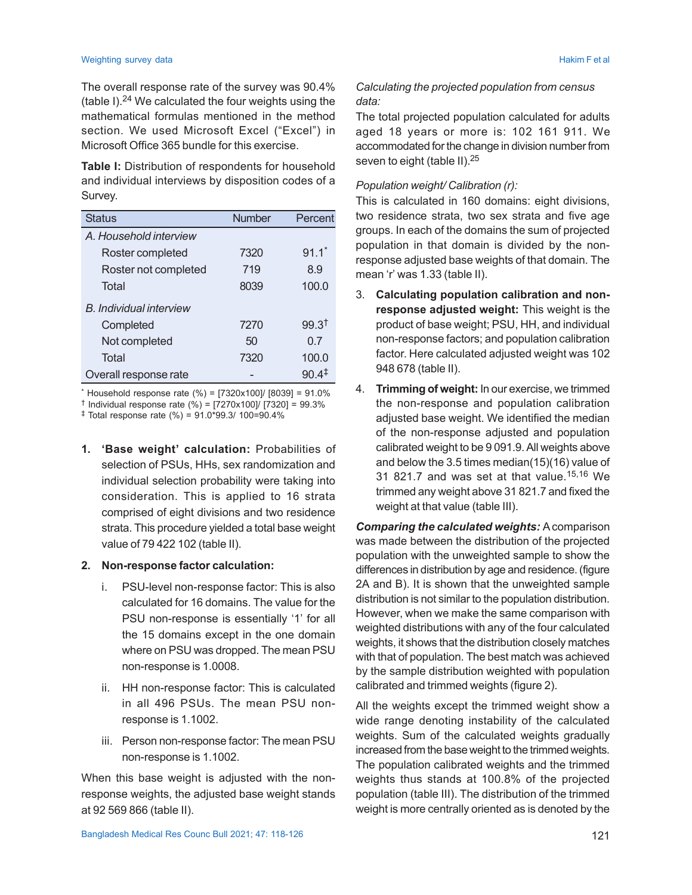The overall response rate of the survey was 90.4% (table I).[24] We calculated the four weights using the mathematical formulas mentioned in the method section. We used Microsoft Excel ("Excel") in Microsoft Office 365 bundle for this exercise.

**Table I:** Distribution of respondents for household and individual interviews by disposition codes of a Survey.

| Status | Number | Percent |
|---|---|---|
| *A. Household interview* | | |
| Roster completed | 7320 | 91.1* |
| Roster not completed | 719 | 8.9 |
| Total | 8039 | 100.0 |
| *B. Individual interview* | | |
| Completed | 7270 | 99.3† |
| Not completed | 50 | 0.7 |
| Total | 7320 | 100.0 |
| Overall response rate | - | 90.4‡ |

* Household response rate (%) = [7320x100]/ [8039] = 91.0%
† Individual response rate (%) = [7270x100]/ [7320] = 99.3%
‡ Total response rate (%) = 91.0*99.3/ 100=90.4%

1. **'Base weight' calculation:** Probabilities of selection of PSUs, HHs, sex randomization and individual selection probability were taking into consideration. This is applied to 16 strata comprised of eight divisions and two residence strata. This procedure yielded a total base weight value of 79 422 102 (table II).

2. **Non-response factor calculation:**

   i. PSU-level non-response factor: This is also calculated for 16 domains. The value for the PSU non-response is essentially '1' for all the 15 domains except in the one domain where on PSU was dropped. The mean PSU non-response is 1.0008.

   ii. HH non-response factor: This is calculated in all 496 PSUs. The mean PSU non-response is 1.1002.

   iii. Person non-response factor: The mean PSU non-response is 1.1002.

When this base weight is adjusted with the non-response weights, the adjusted base weight stands at 92 569 866 (table II).

*Calculating the projected population from census data:*

The total projected population calculated for adults aged 18 years or more is: 102 161 911. We accommodated for the change in division number from seven to eight (table II).[25]

*Population weight/ Calibration (r):*

This is calculated in 160 domains: eight divisions, two residence strata, two sex strata and five age groups. In each of the domains the sum of projected population in that domain is divided by the non-response adjusted base weights of that domain. The mean 'r' was 1.33 (table II).

3. **Calculating population calibration and non-response adjusted weight:** This weight is the product of base weight; PSU, HH, and individual non-response factors; and population calibration factor. Here calculated adjusted weight was 102 948 678 (table II).

4. **Trimming of weight:** In our exercise, we trimmed the non-response and population calibration adjusted base weight. We identified the median of the non-response adjusted and population calibrated weight to be 9 091.9. All weights above and below the 3.5 times median(15)(16) value of 31 821.7 and was set at that value.[15,16] We trimmed any weight above 31 821.7 and fixed the weight at that value (table III).

***Comparing the calculated weights:*** A comparison was made between the distribution of the projected population with the unweighted sample to show the differences in distribution by age and residence. (figure 2A and B). It is shown that the unweighted sample distribution is not similar to the population distribution. However, when we make the same comparison with weighted distributions with any of the four calculated weights, it shows that the distribution closely matches with that of population. The best match was achieved by the sample distribution weighted with population calibrated and trimmed weights (figure 2).

All the weights except the trimmed weight show a wide range denoting instability of the calculated weights. Sum of the calculated weights gradually increased from the base weight to the trimmed weights. The population calibrated weights and the trimmed weights thus stands at 100.8% of the projected population (table III). The distribution of the trimmed weight is more centrally oriented as is denoted by the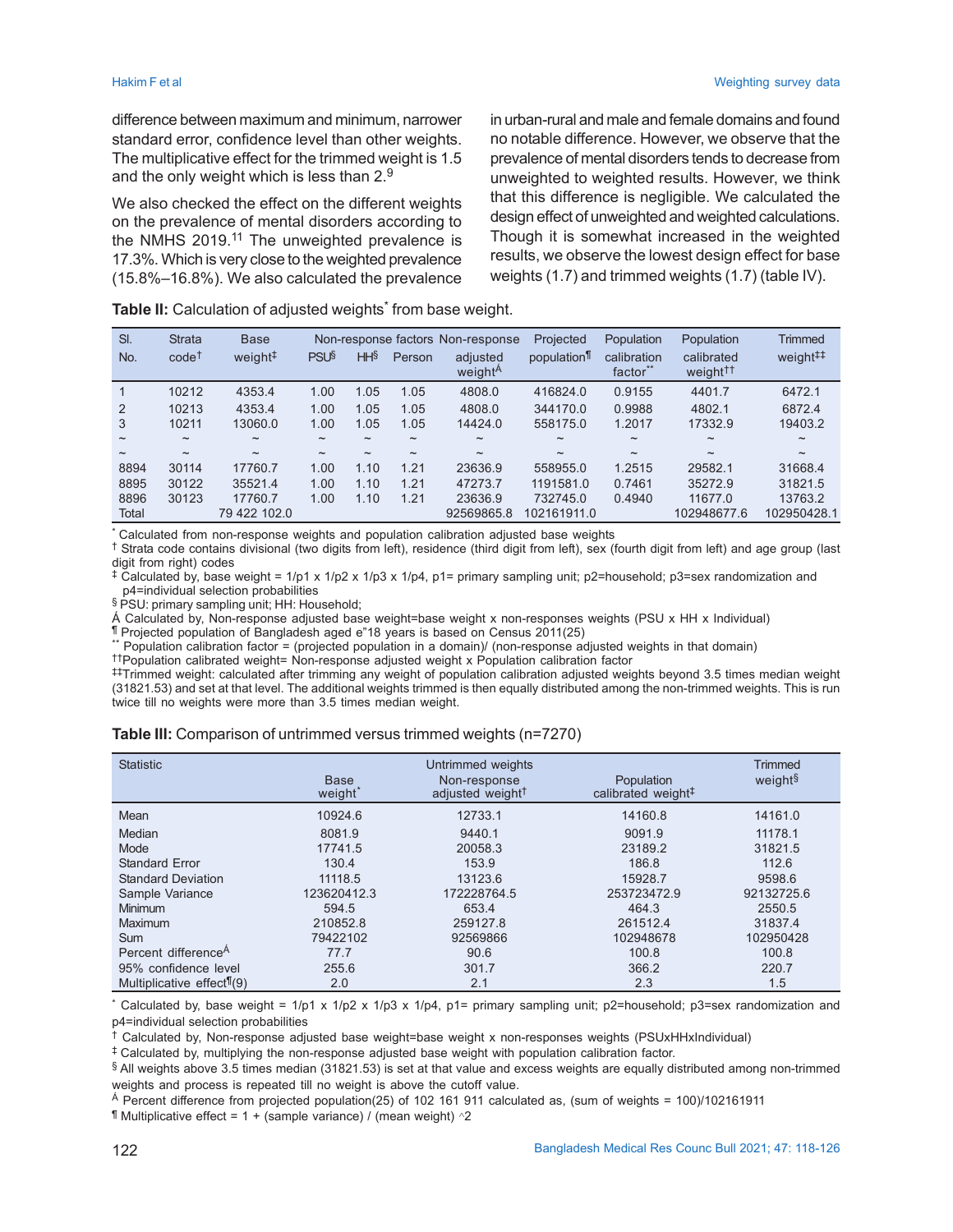difference between maximum and minimum, narrower standard error, confidence level than other weights. The multiplicative effect for the trimmed weight is 1.5 and the only weight which is less than 2.[9]

We also checked the effect on the different weights on the prevalence of mental disorders according to the NMHS 2019.[11] The unweighted prevalence is 17.3%. Which is very close to the weighted prevalence (15.8%–16.8%). We also calculated the prevalence in urban-rural and male and female domains and found no notable difference. However, we observe that the prevalence of mental disorders tends to decrease from unweighted to weighted results. However, we think that this difference is negligible. We calculated the design effect of unweighted and weighted calculations. Though it is somewhat increased in the weighted results, we observe the lowest design effect for base weights (1.7) and trimmed weights (1.7) (table IV).

**Table II:** Calculation of adjusted weights* from base weight.

| Sl. No. | Strata code† | Base weight‡ | Non-response factors PSU§ | HH§ | Person | Non-response adjusted weight^Á^ | Projected population¶ | Population calibration factor** | Population calibrated weight†† | Trimmed weight‡‡ |
|---|---|---|---|---|---|---|---|---|---|---|
| 1 | 10212 | 4353.4 | 1.00 | 1.05 | 1.05 | 4808.0 | 416824.0 | 0.9155 | 4401.7 | 6472.1 |
| 2 | 10213 | 4353.4 | 1.00 | 1.05 | 1.05 | 4808.0 | 344170.0 | 0.9988 | 4802.1 | 6872.4 |
| 3 | 10211 | 13060.0 | 1.00 | 1.05 | 1.05 | 14424.0 | 558175.0 | 1.2017 | 17332.9 | 19403.2 |
| ~ | ~ | ~ | ~ | ~ | ~ | ~ | ~ | ~ | ~ | ~ |
| ~ | ~ | ~ | ~ | ~ | ~ | ~ | ~ | ~ | ~ | ~ |
| 8894 | 30114 | 17760.7 | 1.00 | 1.10 | 1.21 | 23636.9 | 558955.0 | 1.2515 | 29582.1 | 31668.4 |
| 8895 | 30122 | 35521.4 | 1.00 | 1.10 | 1.21 | 47273.7 | 1191581.0 | 0.7461 | 35272.9 | 31821.5 |
| 8896 | 30123 | 17760.7 | 1.00 | 1.10 | 1.21 | 23636.9 | 732745.0 | 0.4940 | 11677.0 | 13763.2 |
| Total | | 79 422 102.0 | | | | 92569865.8 | 102161911.0 | | 102948677.6 | 102950428.1 |

\* Calculated from non-response weights and population calibration adjusted base weights

† Strata code contains divisional (two digits from left), residence (third digit from left), sex (fourth digit from left) and age group (last digit from right) codes

‡ Calculated by, base weight = 1/p1 x 1/p2 x 1/p3 x 1/p4, p1= primary sampling unit; p2=household; p3=sex randomization and p4=individual selection probabilities

§ PSU: primary sampling unit; HH: Household;

Á Calculated by, Non-response adjusted base weight=base weight x non-responses weights (PSU x HH x Individual)

¶ Projected population of Bangladesh aged e”18 years is based on Census 2011(25)

** Population calibration factor = (projected population in a domain)/ (non-response adjusted weights in that domain)

††Population calibrated weight= Non-response adjusted weight x Population calibration factor

‡‡Trimmed weight: calculated after trimming any weight of population calibration adjusted weights beyond 3.5 times median weight (31821.53) and set at that level. The additional weights trimmed is then equally distributed among the non-trimmed weights. This is run twice till no weights were more than 3.5 times median weight.

**Table III:** Comparison of untrimmed versus trimmed weights (n=7270)

| Statistic | Untrimmed weights: Base weight* | Non-response adjusted weight† | Population calibrated weight‡ | Trimmed weight§ |
|---|---|---|---|---|
| Mean | 10924.6 | 12733.1 | 14160.8 | 14161.0 |
| Median | 8081.9 | 9440.1 | 9091.9 | 11178.1 |
| Mode | 17741.5 | 20058.3 | 23189.2 | 31821.5 |
| Standard Error | 130.4 | 153.9 | 186.8 | 112.6 |
| Standard Deviation | 11118.5 | 13123.6 | 15928.7 | 9598.6 |
| Sample Variance | 123620412.3 | 172228764.5 | 253723472.9 | 92132725.6 |
| Minimum | 594.5 | 653.4 | 464.3 | 2550.5 |
| Maximum | 210852.8 | 259127.8 | 261512.4 | 31837.4 |
| Sum | 79422102 | 92569866 | 102948678 | 102950428 |
| Percent difference^Á^ | 77.7 | 90.6 | 100.8 | 100.8 |
| 95% confidence level | 255.6 | 301.7 | 366.2 | 220.7 |
| Multiplicative effect¶(9) | 2.0 | 2.1 | 2.3 | 1.5 |

\* Calculated by, base weight = 1/p1 x 1/p2 x 1/p3 x 1/p4, p1= primary sampling unit; p2=household; p3=sex randomization and p4=individual selection probabilities

† Calculated by, Non-response adjusted base weight=base weight x non-responses weights (PSUxHHxIndividual)

‡ Calculated by, multiplying the non-response adjusted base weight with population calibration factor.

§ All weights above 3.5 times median (31821.53) is set at that value and excess weights are equally distributed among non-trimmed weights and process is repeated till no weight is above the cutoff value.

Á Percent difference from projected population(25) of 102 161 911 calculated as, (sum of weights = 100)/102161911

¶ Multiplicative effect = 1 + (sample variance) / (mean weight) ^2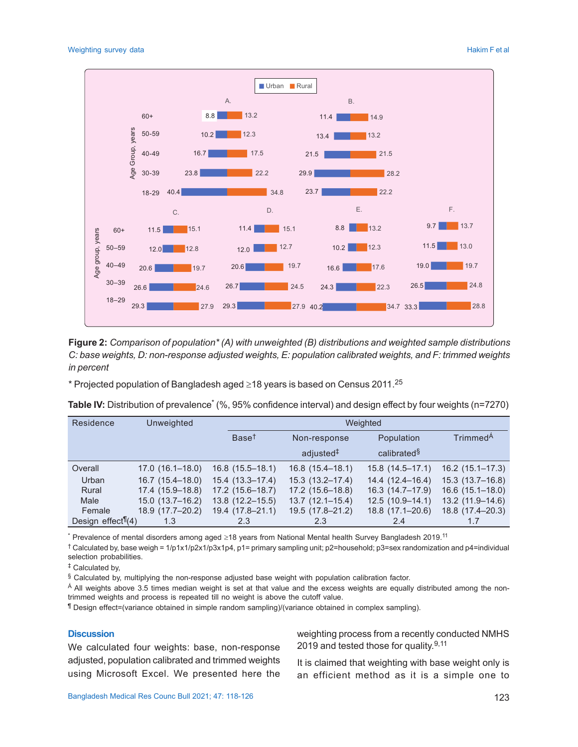**Figure 2:** *Comparison of population* (A) with unweighted (B) distributions and weighted sample distributions C: base weights, D: non-response adjusted weights, E: population calibrated weights, and F: trimmed weights in percent*

* Projected population of Bangladesh aged ≥18 years is based on Census 2011.[25]

**Table IV:** Distribution of prevalence* (%, 95% confidence interval) and design effect by four weights (n=7270)

| Residence | Unweighted | Weighted | | | |
|---|---|---|---|---|---|
| | | Base† | Non-response adjusted‡ | Population calibrated§ | TrimmedÁ |
| Overall | 17.0 (16.1–18.0) | 16.8 (15.5–18.1) | 16.8 (15.4–18.1) | 15.8 (14.5–17.1) | 16.2 (15.1–17.3) |
| Urban | 16.7 (15.4–18.0) | 15.4 (13.3–17.4) | 15.3 (13.2–17.4) | 14.4 (12.4–16.4) | 15.3 (13.7–16.8) |
| Rural | 17.4 (15.9–18.8) | 17.2 (15.6–18.7) | 17.2 (15.6–18.8) | 16.3 (14.7–17.9) | 16.6 (15.1–18.0) |
| Male | 15.0 (13.7–16.2) | 13.8 (12.2–15.5) | 13.7 (12.1–15.4) | 12.5 (10.9–14.1) | 13.2 (11.9–14.6) |
| Female | 18.9 (17.7–20.2) | 19.4 (17.8–21.1) | 19.5 (17.8–21.2) | 18.8 (17.1–20.6) | 18.8 (17.4–20.3) |
| Design effect¶(4) | 1.3 | 2.3 | 2.3 | 2.4 | 1.7 |

* Prevalence of mental disorders among aged ≥18 years from National Mental health Survey Bangladesh 2019.[11]

† Calculated by, base weigh = 1/p1x1/p2x1/p3x1p4, p1= primary sampling unit; p2=household; p3=sex randomization and p4=individual selection probabilities.

‡ Calculated by,

§ Calculated by, multiplying the non-response adjusted base weight with population calibration factor.

Á All weights above 3.5 times median weight is set at that value and the excess weights are equally distributed among the non-trimmed weights and process is repeated till no weight is above the cutoff value.

¶ Design effect=(variance obtained in simple random sampling)/(variance obtained in complex sampling).

## Discussion

We calculated four weights: base, non-response adjusted, population calibrated and trimmed weights using Microsoft Excel. We presented here the weighting process from a recently conducted NMHS 2019 and tested those for quality.[9,11]

It is claimed that weighting with base weight only is an efficient method as it is a simple one to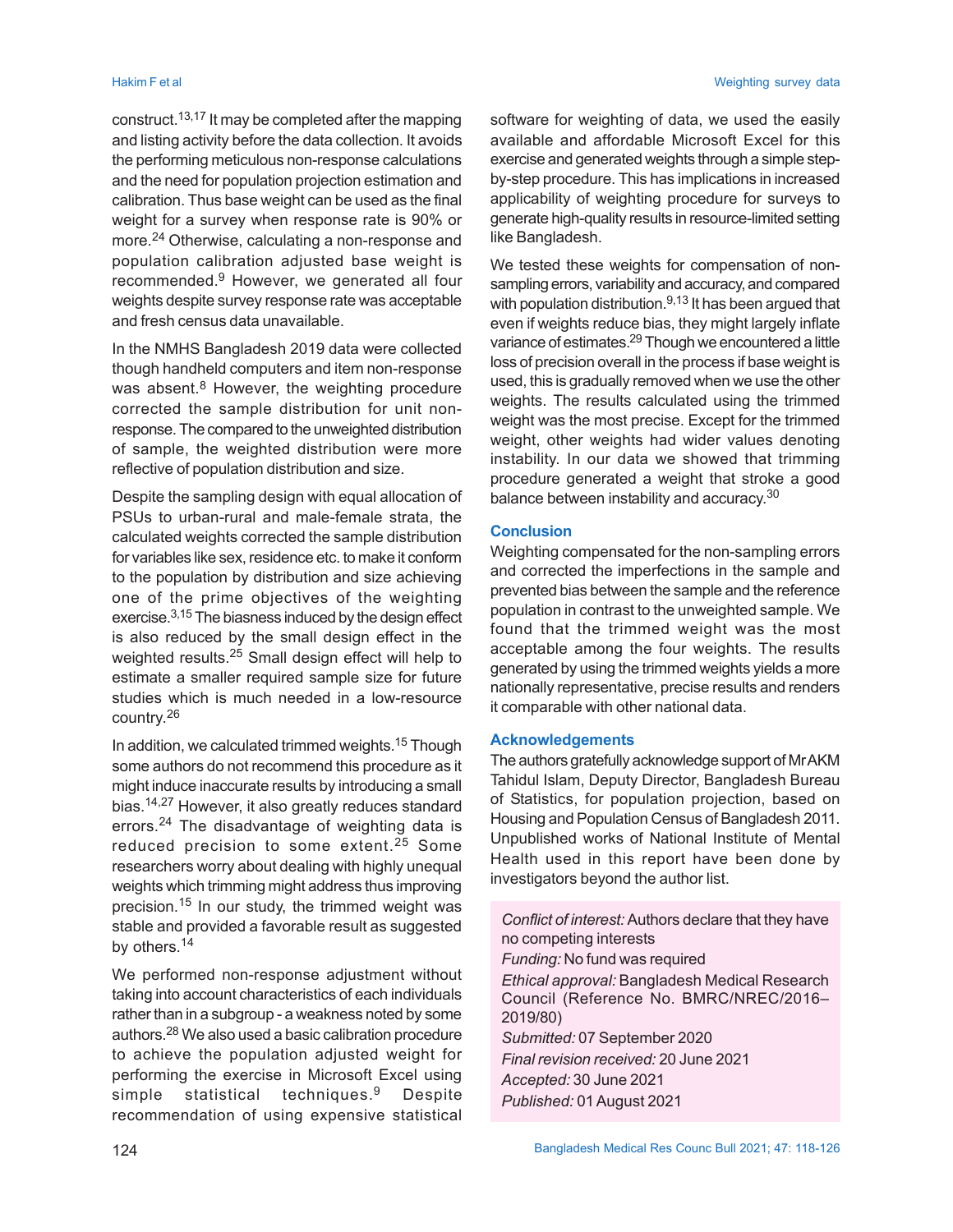construct.[13,17] It may be completed after the mapping and listing activity before the data collection. It avoids the performing meticulous non-response calculations and the need for population projection estimation and calibration. Thus base weight can be used as the final weight for a survey when response rate is 90% or more.[24] Otherwise, calculating a non-response and population calibration adjusted base weight is recommended.[9] However, we generated all four weights despite survey response rate was acceptable and fresh census data unavailable.

In the NMHS Bangladesh 2019 data were collected though handheld computers and item non-response was absent.[8] However, the weighting procedure corrected the sample distribution for unit non-response. The compared to the unweighted distribution of sample, the weighted distribution were more reflective of population distribution and size.

Despite the sampling design with equal allocation of PSUs to urban-rural and male-female strata, the calculated weights corrected the sample distribution for variables like sex, residence etc. to make it conform to the population by distribution and size achieving one of the prime objectives of the weighting exercise.[3,15] The biasness induced by the design effect is also reduced by the small design effect in the weighted results.[25] Small design effect will help to estimate a smaller required sample size for future studies which is much needed in a low-resource country.[26]

In addition, we calculated trimmed weights.[15] Though some authors do not recommend this procedure as it might induce inaccurate results by introducing a small bias.[14,27] However, it also greatly reduces standard errors.[24] The disadvantage of weighting data is reduced precision to some extent.[25] Some researchers worry about dealing with highly unequal weights which trimming might address thus improving precision.[15] In our study, the trimmed weight was stable and provided a favorable result as suggested by others.[14]

We performed non-response adjustment without taking into account characteristics of each individuals rather than in a subgroup - a weakness noted by some authors.[28] We also used a basic calibration procedure to achieve the population adjusted weight for performing the exercise in Microsoft Excel using simple statistical techniques.[9] Despite recommendation of using expensive statistical software for weighting of data, we used the easily available and affordable Microsoft Excel for this exercise and generated weights through a simple step-by-step procedure. This has implications in increased applicability of weighting procedure for surveys to generate high-quality results in resource-limited setting like Bangladesh.

We tested these weights for compensation of non-sampling errors, variability and accuracy, and compared with population distribution.[9,13] It has been argued that even if weights reduce bias, they might largely inflate variance of estimates.[29] Though we encountered a little loss of precision overall in the process if base weight is used, this is gradually removed when we use the other weights. The results calculated using the trimmed weight was the most precise. Except for the trimmed weight, other weights had wider values denoting instability. In our data we showed that trimming procedure generated a weight that stroke a good balance between instability and accuracy.[30]

## Conclusion

Weighting compensated for the non-sampling errors and corrected the imperfections in the sample and prevented bias between the sample and the reference population in contrast to the unweighted sample. We found that the trimmed weight was the most acceptable among the four weights. The results generated by using the trimmed weights yields a more nationally representative, precise results and renders it comparable with other national data.

## Acknowledgements

The authors gratefully acknowledge support of Mr AKM Tahidul Islam, Deputy Director, Bangladesh Bureau of Statistics, for population projection, based on Housing and Population Census of Bangladesh 2011. Unpublished works of National Institute of Mental Health used in this report have been done by investigators beyond the author list.

*Conflict of interest:* Authors declare that they have no competing interests
*Funding:* No fund was required
*Ethical approval:* Bangladesh Medical Research Council (Reference No. BMRC/NREC/2016–2019/80)
*Submitted:* 07 September 2020
*Final revision received:* 20 June 2021
*Accepted:* 30 June 2021
*Published:* 01 August 2021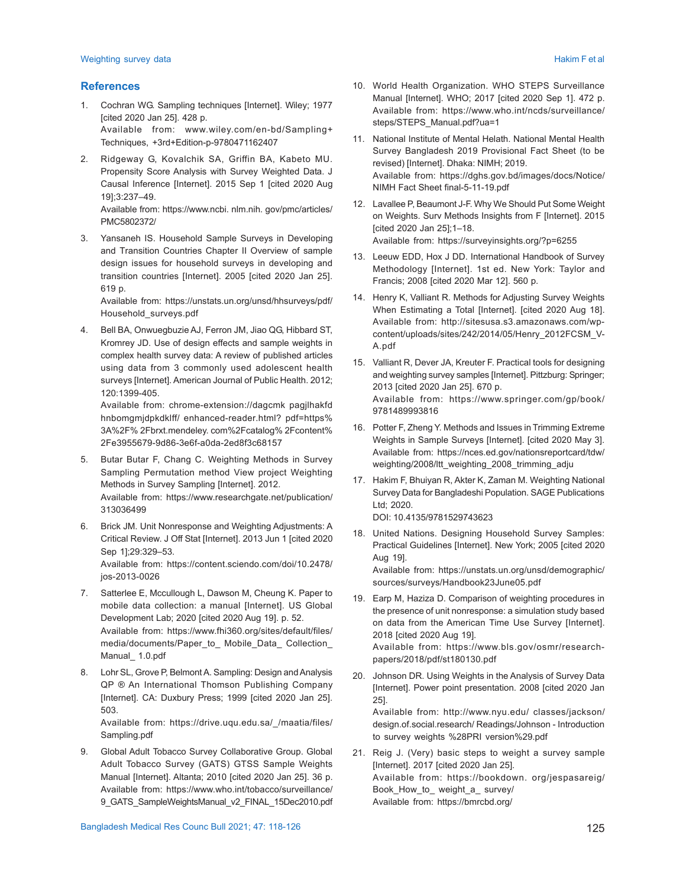## References

1. Cochran WG. Sampling techniques [Internet]. Wiley; 1977 [cited 2020 Jan 25]. 428 p.
   Available from: www.wiley.com/en-bd/Sampling+Techniques, +3rd+Edition-p-9780471162407

2. Ridgeway G, Kovalchik SA, Griffin BA, Kabeto MU. Propensity Score Analysis with Survey Weighted Data. J Causal Inference [Internet]. 2015 Sep 1 [cited 2020 Aug 19];3:237–49.
   Available from: https://www.ncbi. nlm.nih. gov/pmc/articles/PMC5802372/

3. Yansaneh IS. Household Sample Surveys in Developing and Transition Countries Chapter II Overview of sample design issues for household surveys in developing and transition countries [Internet]. 2005 [cited 2020 Jan 25]. 619 p.
   Available from: https://unstats.un.org/unsd/hhsurveys/pdf/Household_surveys.pdf

4. Bell BA, Onwuegbuzie AJ, Ferron JM, Jiao QG, Hibbard ST, Kromrey JD. Use of design effects and sample weights in complex health survey data: A review of published articles using data from 3 commonly used adolescent health surveys [Internet]. American Journal of Public Health. 2012; 120:1399-405.
   Available from: chrome-extension://dagcmk pagjlhakfd hnbomgmjdpkdklff/ enhanced-reader.html? pdf=https%3A%2F% 2Fbrxt.mendeley. com%2Fcatalog% 2Fcontent%2Fe3955679-9d86-3e6f-a0da-2ed8f3c68157

5. Butar Butar F, Chang C. Weighting Methods in Survey Sampling Permutation method View project Weighting Methods in Survey Sampling [Internet]. 2012.
   Available from: https://www.researchgate.net/publication/313036499

6. Brick JM. Unit Nonresponse and Weighting Adjustments: A Critical Review. J Off Stat [Internet]. 2013 Jun 1 [cited 2020 Sep 1];29:329–53.
   Available from: https://content.sciendo.com/doi/10.2478/jos-2013-0026

7. Satterlee E, Mccullough L, Dawson M, Cheung K. Paper to mobile data collection: a manual [Internet]. US Global Development Lab; 2020 [cited 2020 Aug 19]. p. 52.
   Available from: https://www.fhi360.org/sites/default/files/media/documents/Paper_to_ Mobile_Data_ Collection_ Manual_ 1.0.pdf

8. Lohr SL, Grove P, Belmont A. Sampling: Design and Analysis QP ® An International Thomson Publishing Company [Internet]. CA: Duxbury Press; 1999 [cited 2020 Jan 25]. 503.
   Available from: https://drive.uqu.edu.sa/_/maatia/files/Sampling.pdf

9. Global Adult Tobacco Survey Collaborative Group. Global Adult Tobacco Survey (GATS) GTSS Sample Weights Manual [Internet]. Altanta; 2010 [cited 2020 Jan 25]. 36 p. Available from: https://www.who.int/tobacco/surveillance/9_GATS_SampleWeightsManual_v2_FINAL_15Dec2010.pdf

10. World Health Organization. WHO STEPS Surveillance Manual [Internet]. WHO; 2017 [cited 2020 Sep 1]. 472 p. Available from: https://www.who.int/ncds/surveillance/steps/STEPS_Manual.pdf?ua=1

11. National Institute of Mental Helath. National Mental Health Survey Bangladesh 2019 Provisional Fact Sheet (to be revised) [Internet]. Dhaka: NIMH; 2019.
    Available from: https://dghs.gov.bd/images/docs/Notice/NIMH Fact Sheet final-5-11-19.pdf

12. Lavallee P, Beaumont J-F. Why We Should Put Some Weight on Weights. Surv Methods Insights from F [Internet]. 2015 [cited 2020 Jan 25];1–18.
    Available from: https://surveyinsights.org/?p=6255

13. Leeuw EDD, Hox J DD. International Handbook of Survey Methodology [Internet]. 1st ed. New York: Taylor and Francis; 2008 [cited 2020 Mar 12]. 560 p.

14. Henry K, Valliant R. Methods for Adjusting Survey Weights When Estimating a Total [Internet]. [cited 2020 Aug 18]. Available from: http://sitesusa.s3.amazonaws.com/wp-content/uploads/sites/242/2014/05/Henry_2012FCSM_V-A.pdf

15. Valliant R, Dever JA, Kreuter F. Practical tools for designing and weighting survey samples [Internet]. Pittzburg: Springer; 2013 [cited 2020 Jan 25]. 670 p.
    Available from: https://www.springer.com/gp/book/9781489993816

16. Potter F, Zheng Y. Methods and Issues in Trimming Extreme Weights in Sample Surveys [Internet]. [cited 2020 May 3]. Available from: https://nces.ed.gov/nationsreportcard/tdw/weighting/2008/ltt_weighting_2008_trimming_adju

17. Hakim F, Bhuiyan R, Akter K, Zaman M. Weighting National Survey Data for Bangladeshi Population. SAGE Publications Ltd; 2020.
    DOI: 10.4135/9781529743623

18. United Nations. Designing Household Survey Samples: Practical Guidelines [Internet]. New York; 2005 [cited 2020 Aug 19].
    Available from: https://unstats.un.org/unsd/demographic/sources/surveys/Handbook23June05.pdf

19. Earp M, Haziza D. Comparison of weighting procedures in the presence of unit nonresponse: a simulation study based on data from the American Time Use Survey [Internet]. 2018 [cited 2020 Aug 19].
    Available from: https://www.bls.gov/osmr/research-papers/2018/pdf/st180130.pdf

20. Johnson DR. Using Weights in the Analysis of Survey Data [Internet]. Power point presentation. 2008 [cited 2020 Jan 25].
    Available from: http://www.nyu.edu/ classes/jackson/design.of.social.research/ Readings/Johnson - Introduction to survey weights %28PRI version%29.pdf

21. Reig J. (Very) basic steps to weight a survey sample [Internet]. 2017 [cited 2020 Jan 25].
    Available from: https://bookdown. org/jespasareig/Book_How_to_ weight_a_ survey/
    Available from: https://bmrcbd.org/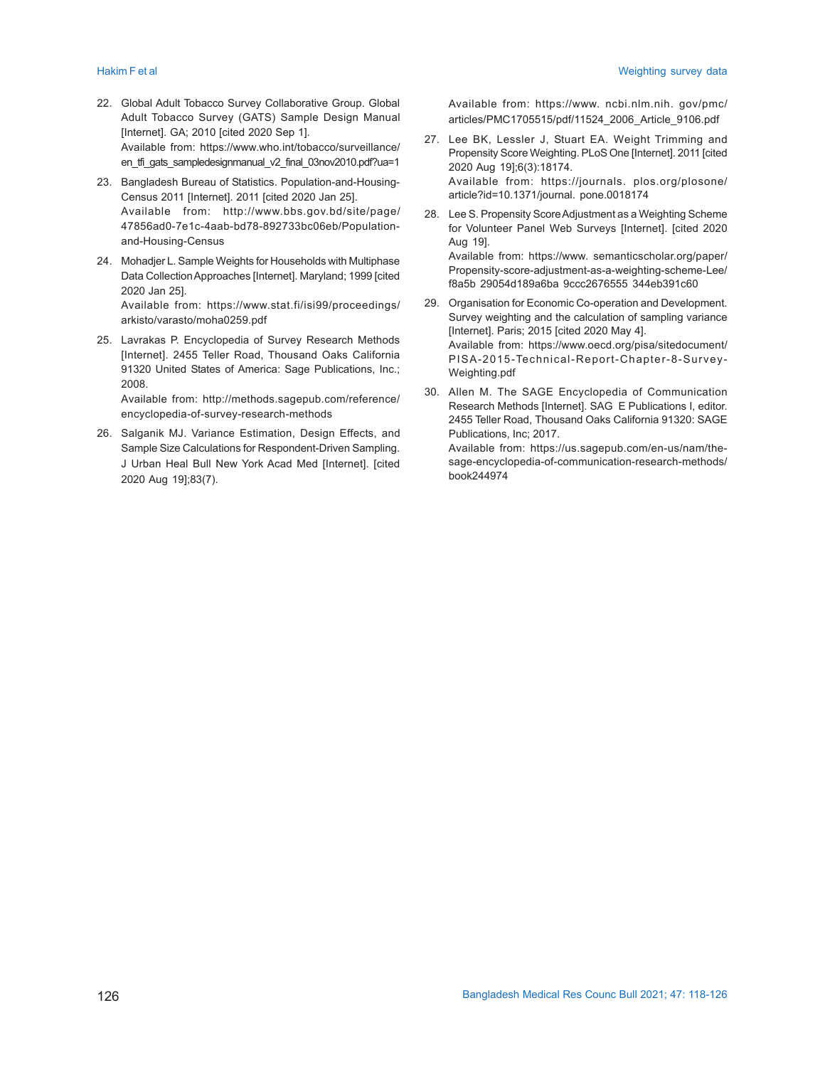22. Global Adult Tobacco Survey Collaborative Group. Global Adult Tobacco Survey (GATS) Sample Design Manual [Internet]. GA; 2010 [cited 2020 Sep 1].
    Available from: https://www.who.int/tobacco/surveillance/en_tfi_gats_sampledesignmanual_v2_final_03nov2010.pdf?ua=1

23. Bangladesh Bureau of Statistics. Population-and-Housing-Census 2011 [Internet]. 2011 [cited 2020 Jan 25].
    Available from: http://www.bbs.gov.bd/site/page/47856ad0-7e1c-4aab-bd78-892733bc06eb/Population-and-Housing-Census

24. Mohadjer L. Sample Weights for Households with Multiphase Data Collection Approaches [Internet]. Maryland; 1999 [cited 2020 Jan 25].
    Available from: https://www.stat.fi/isi99/proceedings/arkisto/varasto/moha0259.pdf

25. Lavrakas P. Encyclopedia of Survey Research Methods [Internet]. 2455 Teller Road, Thousand Oaks California 91320 United States of America: Sage Publications, Inc.; 2008.
    Available from: http://methods.sagepub.com/reference/encyclopedia-of-survey-research-methods

26. Salganik MJ. Variance Estimation, Design Effects, and Sample Size Calculations for Respondent-Driven Sampling. J Urban Heal Bull New York Acad Med [Internet]. [cited 2020 Aug 19];83(7).
    Available from: https://www. ncbi.nlm.nih. gov/pmc/articles/PMC1705515/pdf/11524_2006_Article_9106.pdf

27. Lee BK, Lessler J, Stuart EA. Weight Trimming and Propensity Score Weighting. PLoS One [Internet]. 2011 [cited 2020 Aug 19];6(3):18174.
    Available from: https://journals. plos.org/plosone/article?id=10.1371/journal. pone.0018174

28. Lee S. Propensity Score Adjustment as a Weighting Scheme for Volunteer Panel Web Surveys [Internet]. [cited 2020 Aug 19].
    Available from: https://www. semanticscholar.org/paper/Propensity-score-adjustment-as-a-weighting-scheme-Lee/f8a5b 29054d189a6ba 9ccc2676555 344eb391c60

29. Organisation for Economic Co-operation and Development. Survey weighting and the calculation of sampling variance [Internet]. Paris; 2015 [cited 2020 May 4].
    Available from: https://www.oecd.org/pisa/sitedocument/PISA-2015-Technical-Report-Chapter-8-Survey-Weighting.pdf

30. Allen M. The SAGE Encyclopedia of Communication Research Methods [Internet]. SAG E Publications I, editor. 2455 Teller Road, Thousand Oaks California 91320: SAGE Publications, Inc; 2017.
    Available from: https://us.sagepub.com/en-us/nam/the-sage-encyclopedia-of-communication-research-methods/book244974